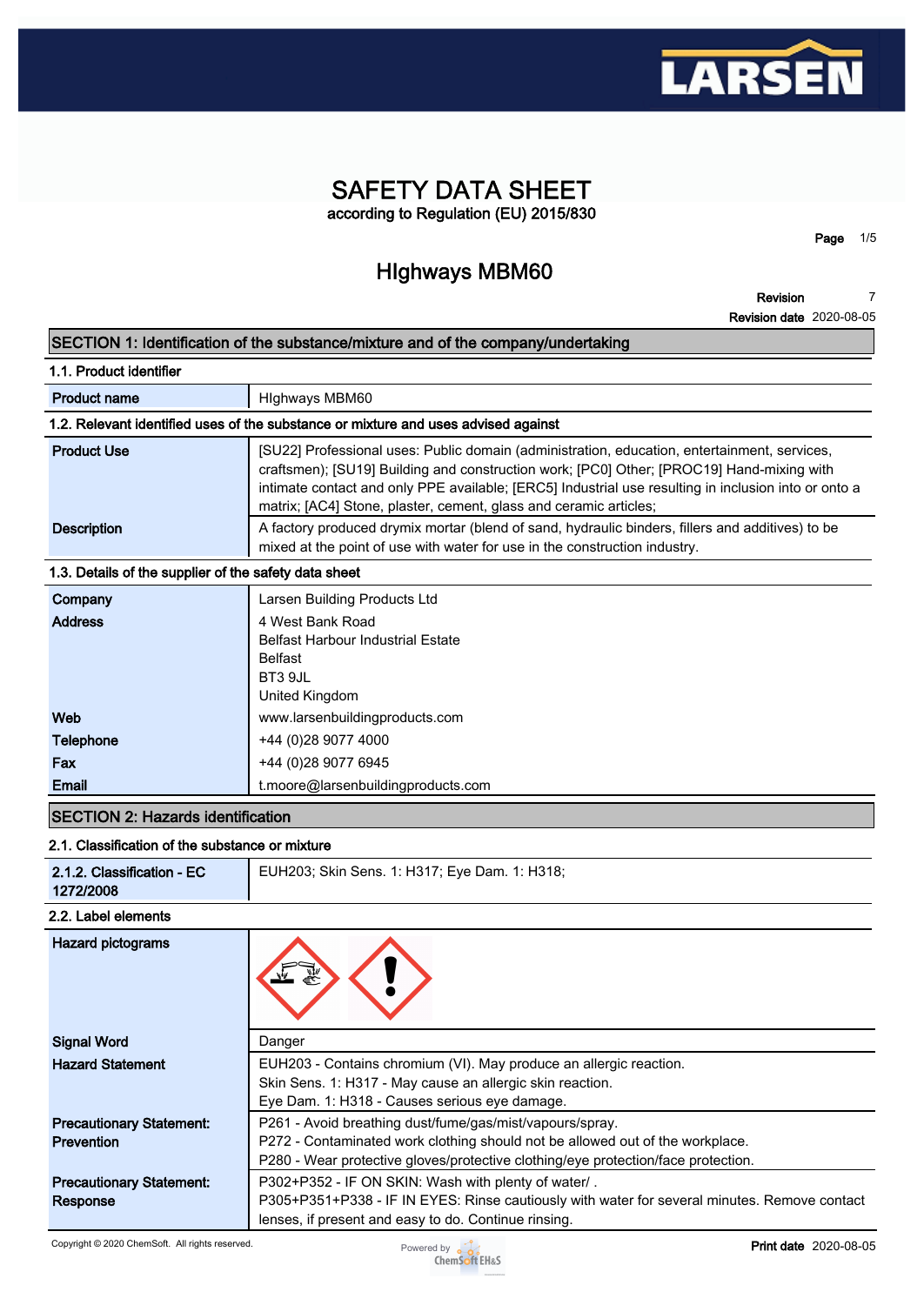# SAFETY DATA SHEET

according to Regulation (EU) 2015/830

## HIghways MBM60

Revision 7
Revision date 2020-08-05

## SECTION 1: Identification of the substance/mixture and of the company/undertaking

### 1.1. Product identifier

| | |
|---|---|
| **Product name** | HIghways MBM60 |

### 1.2. Relevant identified uses of the substance or mixture and uses advised against

| | |
|---|---|
| **Product Use** | [SU22] Professional uses: Public domain (administration, education, entertainment, services, craftsmen); [SU19] Building and construction work; [PC0] Other; [PROC19] Hand-mixing with intimate contact and only PPE available; [ERC5] Industrial use resulting in inclusion into or onto a matrix; [AC4] Stone, plaster, cement, glass and ceramic articles; |
| **Description** | A factory produced drymix mortar (blend of sand, hydraulic binders, fillers and additives) to be mixed at the point of use with water for use in the construction industry. |

### 1.3. Details of the supplier of the safety data sheet

| | |
|---|---|
| **Company** | Larsen Building Products Ltd |
| **Address** | 4 West Bank Road<br>Belfast Harbour Industrial Estate<br>Belfast<br>BT3 9JL<br>United Kingdom |
| **Web** | www.larsenbuildingproducts.com |
| **Telephone** | +44 (0)28 9077 4000 |
| **Fax** | +44 (0)28 9077 6945 |
| **Email** | t.moore@larsenbuildingproducts.com |

## SECTION 2: Hazards identification

### 2.1. Classification of the substance or mixture

| | |
|---|---|
| **2.1.2. Classification - EC 1272/2008** | EUH203; Skin Sens. 1: H317; Eye Dam. 1: H318; |

### 2.2. Label elements

| | |
|---|---|
| **Hazard pictograms** | |
| **Signal Word** | Danger |
| **Hazard Statement** | EUH203 - Contains chromium (VI). May produce an allergic reaction.<br>Skin Sens. 1: H317 - May cause an allergic skin reaction.<br>Eye Dam. 1: H318 - Causes serious eye damage. |
| **Precautionary Statement: Prevention** | P261 - Avoid breathing dust/fume/gas/mist/vapours/spray.<br>P272 - Contaminated work clothing should not be allowed out of the workplace.<br>P280 - Wear protective gloves/protective clothing/eye protection/face protection. |
| **Precautionary Statement: Response** | P302+P352 - IF ON SKIN: Wash with plenty of water/ .<br>P305+P351+P338 - IF IN EYES: Rinse cautiously with water for several minutes. Remove contact lenses, if present and easy to do. Continue rinsing. |

Copyright © 2020 ChemSoft. All rights reserved.

Print date 2020-08-05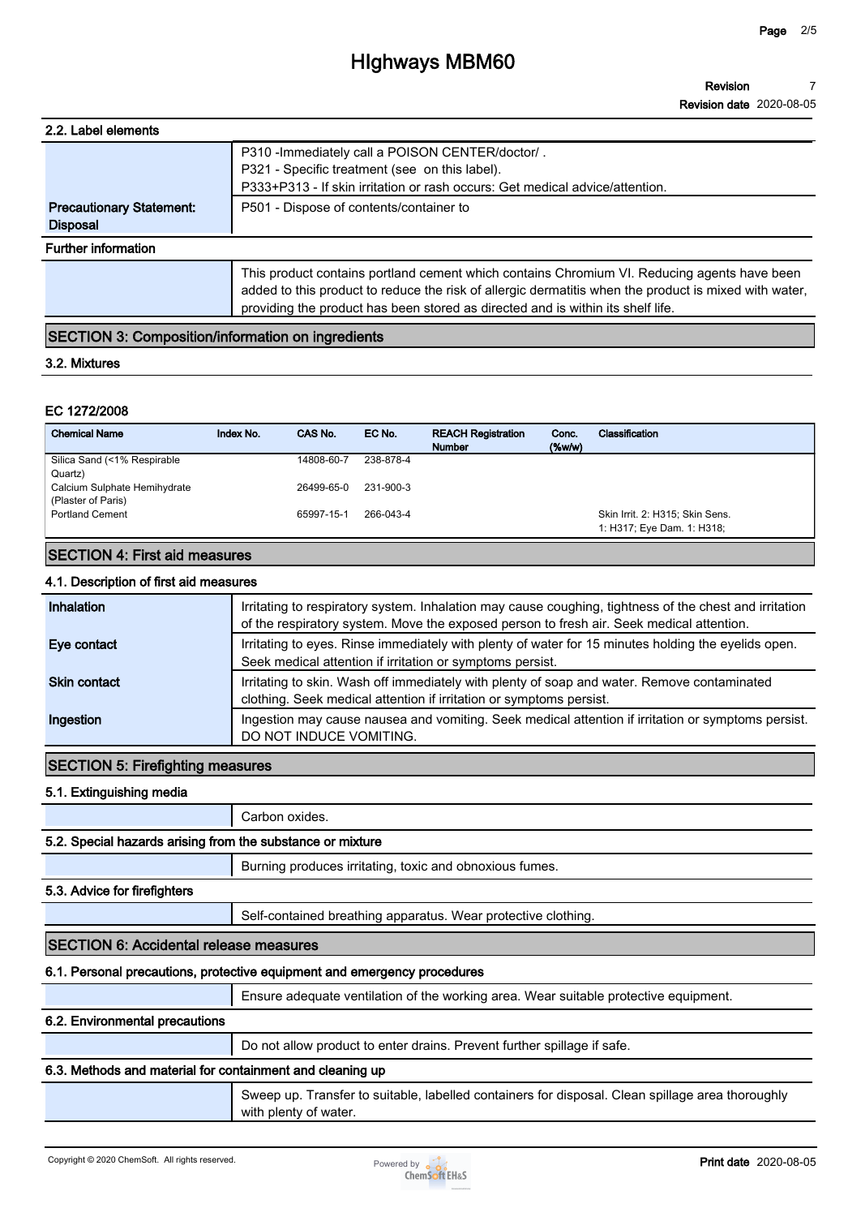# HIghways MBM60

**Revision** 7
**Revision date** 2020-08-05

### 2.2. Label elements

| | |
|---|---|
| | P310 -Immediately call a POISON CENTER/doctor/ .<br>P321 - Specific treatment (see on this label).<br>P333+P313 - If skin irritation or rash occurs: Get medical advice/attention. |
| **Precautionary Statement: Disposal** | P501 - Dispose of contents/container to |

**Further information**

This product contains portland cement which contains Chromium VI. Reducing agents have been added to this product to reduce the risk of allergic dermatitis when the product is mixed with water, providing the product has been stored as directed and is within its shelf life.

## SECTION 3: Composition/information on ingredients

### 3.2. Mixtures

**EC 1272/2008**

| Chemical Name | Index No. | CAS No. | EC No. | REACH Registration Number | Conc. (%w/w) | Classification |
|---|---|---|---|---|---|---|
| Silica Sand (<1% Respirable Quartz) | | 14808-60-7 | 238-878-4 | | | |
| Calcium Sulphate Hemihydrate (Plaster of Paris) | | 26499-65-0 | 231-900-3 | | | |
| Portland Cement | | 65997-15-1 | 266-043-4 | | | Skin Irrit. 2: H315; Skin Sens. 1: H317; Eye Dam. 1: H318; |

## SECTION 4: First aid measures

### 4.1. Description of first aid measures

| | |
|---|---|
| **Inhalation** | Irritating to respiratory system. Inhalation may cause coughing, tightness of the chest and irritation of the respiratory system. Move the exposed person to fresh air. Seek medical attention. |
| **Eye contact** | Irritating to eyes. Rinse immediately with plenty of water for 15 minutes holding the eyelids open. Seek medical attention if irritation or symptoms persist. |
| **Skin contact** | Irritating to skin. Wash off immediately with plenty of soap and water. Remove contaminated clothing. Seek medical attention if irritation or symptoms persist. |
| **Ingestion** | Ingestion may cause nausea and vomiting. Seek medical attention if irritation or symptoms persist. DO NOT INDUCE VOMITING. |

## SECTION 5: Firefighting measures

### 5.1. Extinguishing media

Carbon oxides.

### 5.2. Special hazards arising from the substance or mixture

Burning produces irritating, toxic and obnoxious fumes.

### 5.3. Advice for firefighters

Self-contained breathing apparatus. Wear protective clothing.

## SECTION 6: Accidental release measures

### 6.1. Personal precautions, protective equipment and emergency procedures

Ensure adequate ventilation of the working area. Wear suitable protective equipment.

### 6.2. Environmental precautions

Do not allow product to enter drains. Prevent further spillage if safe.

### 6.3. Methods and material for containment and cleaning up

Sweep up. Transfer to suitable, labelled containers for disposal. Clean spillage area thoroughly with plenty of water.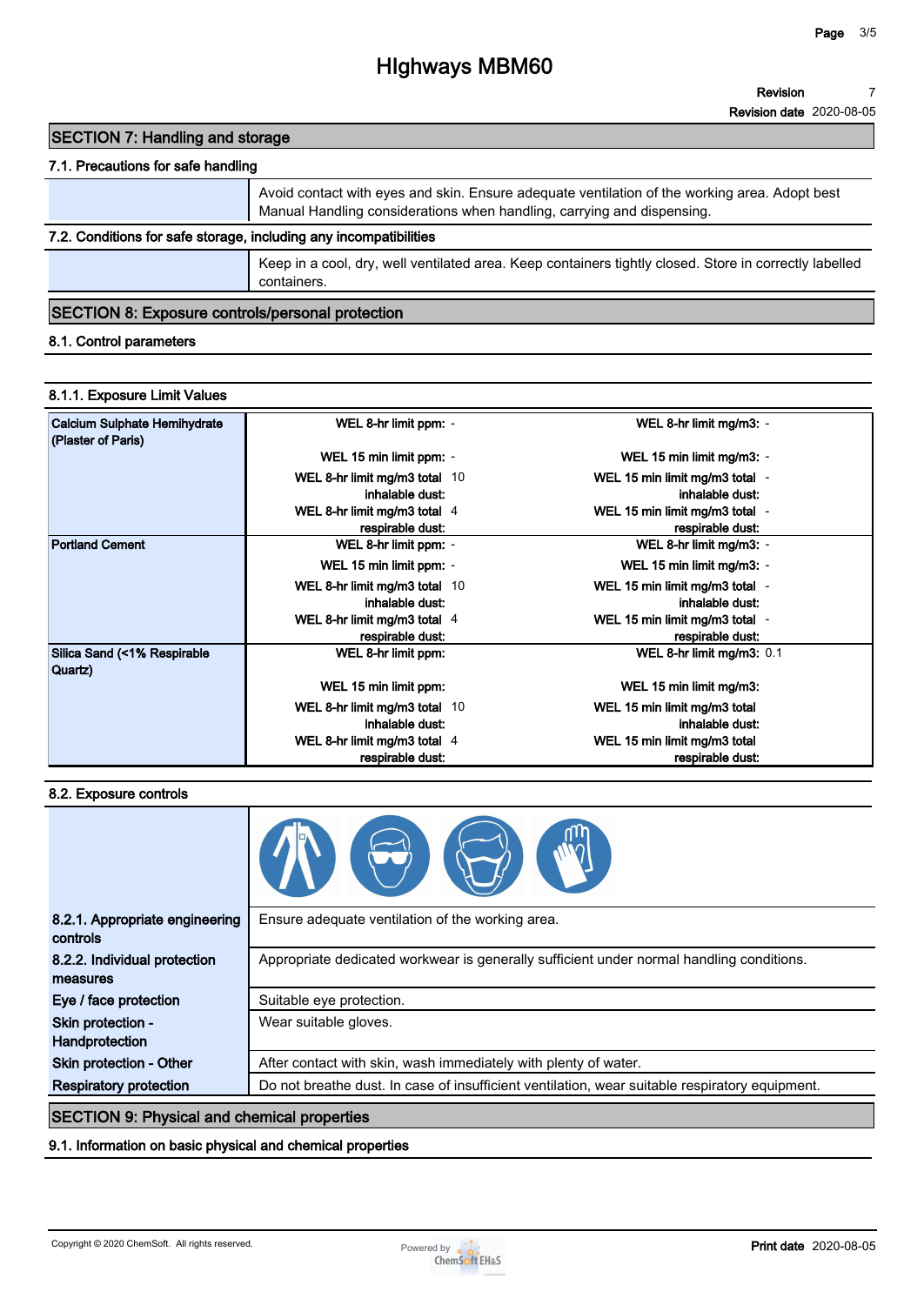# SECTION 7: Handling and storage

## 7.1. Precautions for safe handling

| | |
|---|---|
| | Avoid contact with eyes and skin. Ensure adequate ventilation of the working area. Adopt best Manual Handling considerations when handling, carrying and dispensing. |

## 7.2. Conditions for safe storage, including any incompatibilities

| | |
|---|---|
| | Keep in a cool, dry, well ventilated area. Keep containers tightly closed. Store in correctly labelled containers. |

# SECTION 8: Exposure controls/personal protection

## 8.1. Control parameters

### 8.1.1. Exposure Limit Values

| Substance | | | | |
|---|---|---|---|---|
| **Calcium Sulphate Hemihydrate (Plaster of Paris)** | WEL 8-hr limit ppm: | - | WEL 8-hr limit mg/m3: | - |
| | WEL 15 min limit ppm: | - | WEL 15 min limit mg/m3: | - |
| | WEL 8-hr limit mg/m3 total inhalable dust: | 10 | WEL 15 min limit mg/m3 total inhalable dust: | - |
| | WEL 8-hr limit mg/m3 total respirable dust: | 4 | WEL 15 min limit mg/m3 total respirable dust: | - |
| **Portland Cement** | WEL 8-hr limit ppm: | - | WEL 8-hr limit mg/m3: | - |
| | WEL 15 min limit ppm: | - | WEL 15 min limit mg/m3: | - |
| | WEL 8-hr limit mg/m3 total inhalable dust: | 10 | WEL 15 min limit mg/m3 total inhalable dust: | - |
| | WEL 8-hr limit mg/m3 total respirable dust: | 4 | WEL 15 min limit mg/m3 total respirable dust: | - |
| **Silica Sand (<1% Respirable Quartz)** | WEL 8-hr limit ppm: | | WEL 8-hr limit mg/m3: | 0.1 |
| | WEL 15 min limit ppm: | | WEL 15 min limit mg/m3: | |
| | WEL 8-hr limit mg/m3 total inhalable dust: | 10 | WEL 15 min limit mg/m3 total inhalable dust: | |
| | WEL 8-hr limit mg/m3 total respirable dust: | 4 | WEL 15 min limit mg/m3 total respirable dust: | |

## 8.2. Exposure controls

| | |
|---|---|
| **8.2.1. Appropriate engineering controls** | Ensure adequate ventilation of the working area. |
| **8.2.2. Individual protection measures** | Appropriate dedicated workwear is generally sufficient under normal handling conditions. |
| **Eye / face protection** | Suitable eye protection. |
| **Skin protection - Handprotection** | Wear suitable gloves. |
| **Skin protection - Other** | After contact with skin, wash immediately with plenty of water. |
| **Respiratory protection** | Do not breathe dust. In case of insufficient ventilation, wear suitable respiratory equipment. |

# SECTION 9: Physical and chemical properties

## 9.1. Information on basic physical and chemical properties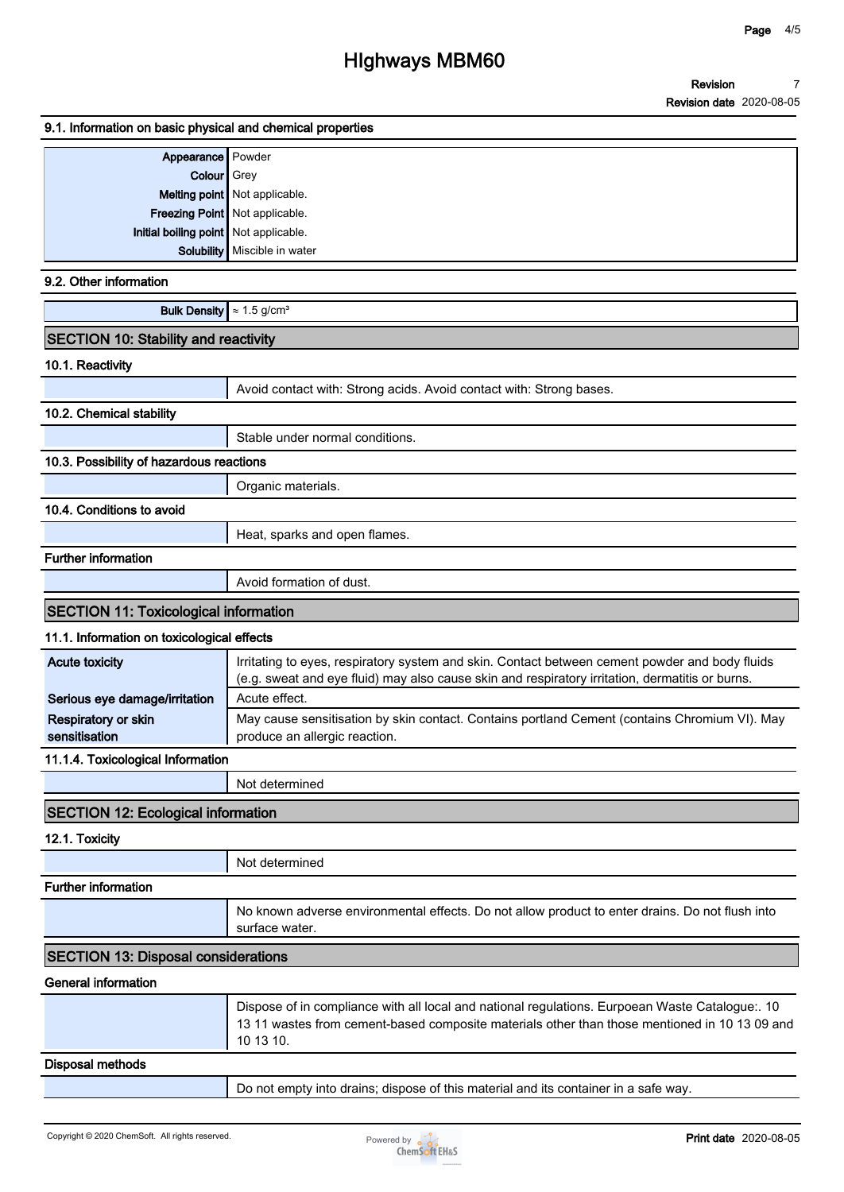### 9.1. Information on basic physical and chemical properties

| | |
|---|---|
| **Appearance** | Powder |
| **Colour** | Grey |
| **Melting point** | Not applicable. |
| **Freezing Point** | Not applicable. |
| **Initial boiling point** | Not applicable. |
| **Solubility** | Miscible in water |

### 9.2. Other information

| | |
|---|---|
| **Bulk Density** | ≈ 1.5 g/cm³ |

## SECTION 10: Stability and reactivity

### 10.1. Reactivity

Avoid contact with: Strong acids. Avoid contact with: Strong bases.

### 10.2. Chemical stability

Stable under normal conditions.

### 10.3. Possibility of hazardous reactions

Organic materials.

### 10.4. Conditions to avoid

Heat, sparks and open flames.

### Further information

Avoid formation of dust.

## SECTION 11: Toxicological information

### 11.1. Information on toxicological effects

| | |
|---|---|
| **Acute toxicity** | Irritating to eyes, respiratory system and skin. Contact between cement powder and body fluids (e.g. sweat and eye fluid) may also cause skin and respiratory irritation, dermatitis or burns. |
| **Serious eye damage/irritation** | Acute effect. |
| **Respiratory or skin sensitisation** | May cause sensitisation by skin contact. Contains portland Cement (contains Chromium VI). May produce an allergic reaction. |

### 11.1.4. Toxicological Information

Not determined

## SECTION 12: Ecological information

### 12.1. Toxicity

Not determined

### Further information

No known adverse environmental effects. Do not allow product to enter drains. Do not flush into surface water.

## SECTION 13: Disposal considerations

### General information

Dispose of in compliance with all local and national regulations. Eurpoean Waste Catalogue:. 10 13 11 wastes from cement-based composite materials other than those mentioned in 10 13 09 and 10 13 10.

### Disposal methods

Do not empty into drains; dispose of this material and its container in a safe way.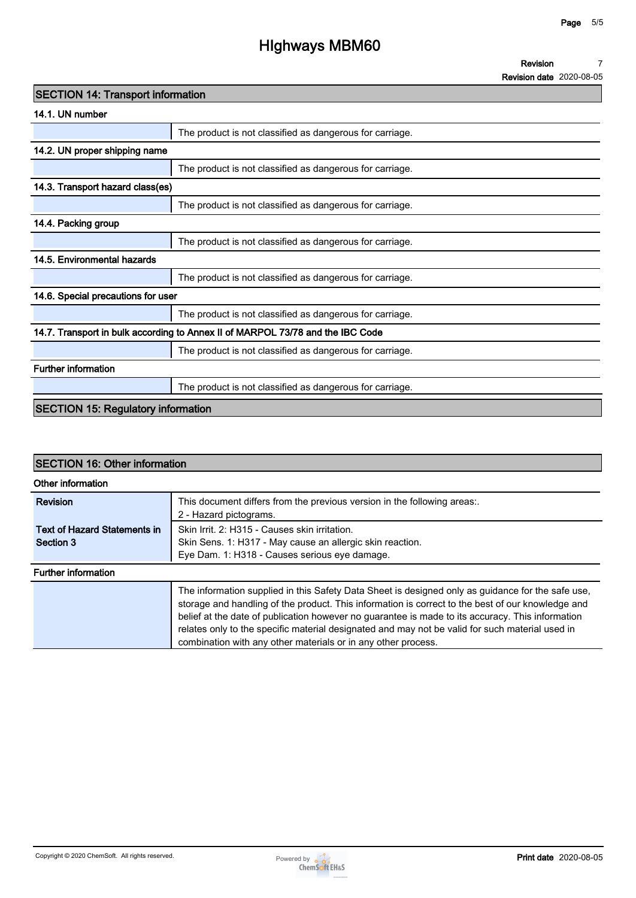## SECTION 14: Transport information

### 14.1. UN number

| | |
|---|---|
| | The product is not classified as dangerous for carriage. |

### 14.2. UN proper shipping name

| | |
|---|---|
| | The product is not classified as dangerous for carriage. |

### 14.3. Transport hazard class(es)

| | |
|---|---|
| | The product is not classified as dangerous for carriage. |

### 14.4. Packing group

| | |
|---|---|
| | The product is not classified as dangerous for carriage. |

### 14.5. Environmental hazards

| | |
|---|---|
| | The product is not classified as dangerous for carriage. |

### 14.6. Special precautions for user

| | |
|---|---|
| | The product is not classified as dangerous for carriage. |

### 14.7. Transport in bulk according to Annex II of MARPOL 73/78 and the IBC Code

| | |
|---|---|
| | The product is not classified as dangerous for carriage. |

### Further information

| | |
|---|---|
| | The product is not classified as dangerous for carriage. |

## SECTION 15: Regulatory information

## SECTION 16: Other information

### Other information

| | |
|---|---|
| **Revision** | This document differs from the previous version in the following areas:.<br>2 - Hazard pictograms. |
| **Text of Hazard Statements in Section 3** | Skin Irrit. 2: H315 - Causes skin irritation.<br>Skin Sens. 1: H317 - May cause an allergic skin reaction.<br>Eye Dam. 1: H318 - Causes serious eye damage. |

### Further information

| | |
|---|---|
| | The information supplied in this Safety Data Sheet is designed only as guidance for the safe use, storage and handling of the product. This information is correct to the best of our knowledge and belief at the date of publication however no guarantee is made to its accuracy. This information relates only to the specific material designated and may not be valid for such material used in combination with any other materials or in any other process. |